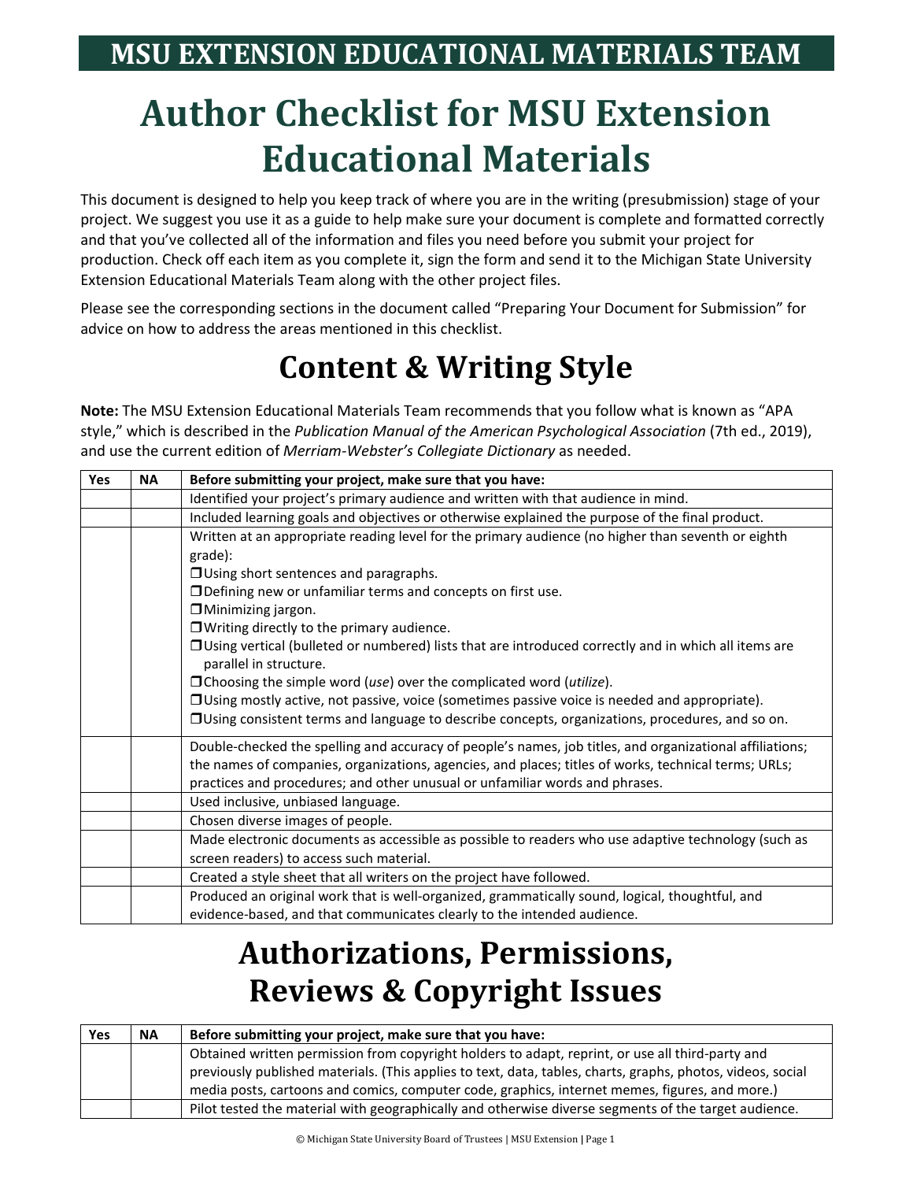MSU EXTENSION EDUCATIONAL MATERIALS TEAM

# Author Checklist for MSU Extension Educational Materials

This document is designed to help you keep track of where you are in the writing (presubmission) stage of your project. We suggest you use it as a guide to help make sure your document is complete and formatted correctly and that you've collected all of the information and files you need before you submit your project for production. Check off each item as you complete it, sign the form and send it to the Michigan State University Extension Educational Materials Team along with the other project files.

Please see the corresponding sections in the document called "Preparing Your Document for Submission" for advice on how to address the areas mentioned in this checklist.

## Content & Writing Style

**Note:** The MSU Extension Educational Materials Team recommends that you follow what is known as "APA style," which is described in the *Publication Manual of the American Psychological Association* (7th ed., 2019), and use the current edition of *Merriam-Webster's Collegiate Dictionary* as needed.

| Yes | NA | Before submitting your project, make sure that you have: |
|---|---|---|
| | | Identified your project's primary audience and written with that audience in mind. |
| | | Included learning goals and objectives or otherwise explained the purpose of the final product. |
| | | Written at an appropriate reading level for the primary audience (no higher than seventh or eighth grade):<br>❒ Using short sentences and paragraphs.<br>❒ Defining new or unfamiliar terms and concepts on first use.<br>❒ Minimizing jargon.<br>❒ Writing directly to the primary audience.<br>❒ Using vertical (bulleted or numbered) lists that are introduced correctly and in which all items are parallel in structure.<br>❒ Choosing the simple word (*use*) over the complicated word (*utilize*).<br>❒ Using mostly active, not passive, voice (sometimes passive voice is needed and appropriate).<br>❒ Using consistent terms and language to describe concepts, organizations, procedures, and so on. |
| | | Double-checked the spelling and accuracy of people's names, job titles, and organizational affiliations; the names of companies, organizations, agencies, and places; titles of works, technical terms; URLs; practices and procedures; and other unusual or unfamiliar words and phrases. |
| | | Used inclusive, unbiased language. |
| | | Chosen diverse images of people. |
| | | Made electronic documents as accessible as possible to readers who use adaptive technology (such as screen readers) to access such material. |
| | | Created a style sheet that all writers on the project have followed. |
| | | Produced an original work that is well-organized, grammatically sound, logical, thoughtful, and evidence-based, and that communicates clearly to the intended audience. |

## Authorizations, Permissions, Reviews & Copyright Issues

| Yes | NA | Before submitting your project, make sure that you have: |
|---|---|---|
| | | Obtained written permission from copyright holders to adapt, reprint, or use all third-party and previously published materials. (This applies to text, data, tables, charts, graphs, photos, videos, social media posts, cartoons and comics, computer code, graphics, internet memes, figures, and more.) |
| | | Pilot tested the material with geographically and otherwise diverse segments of the target audience. |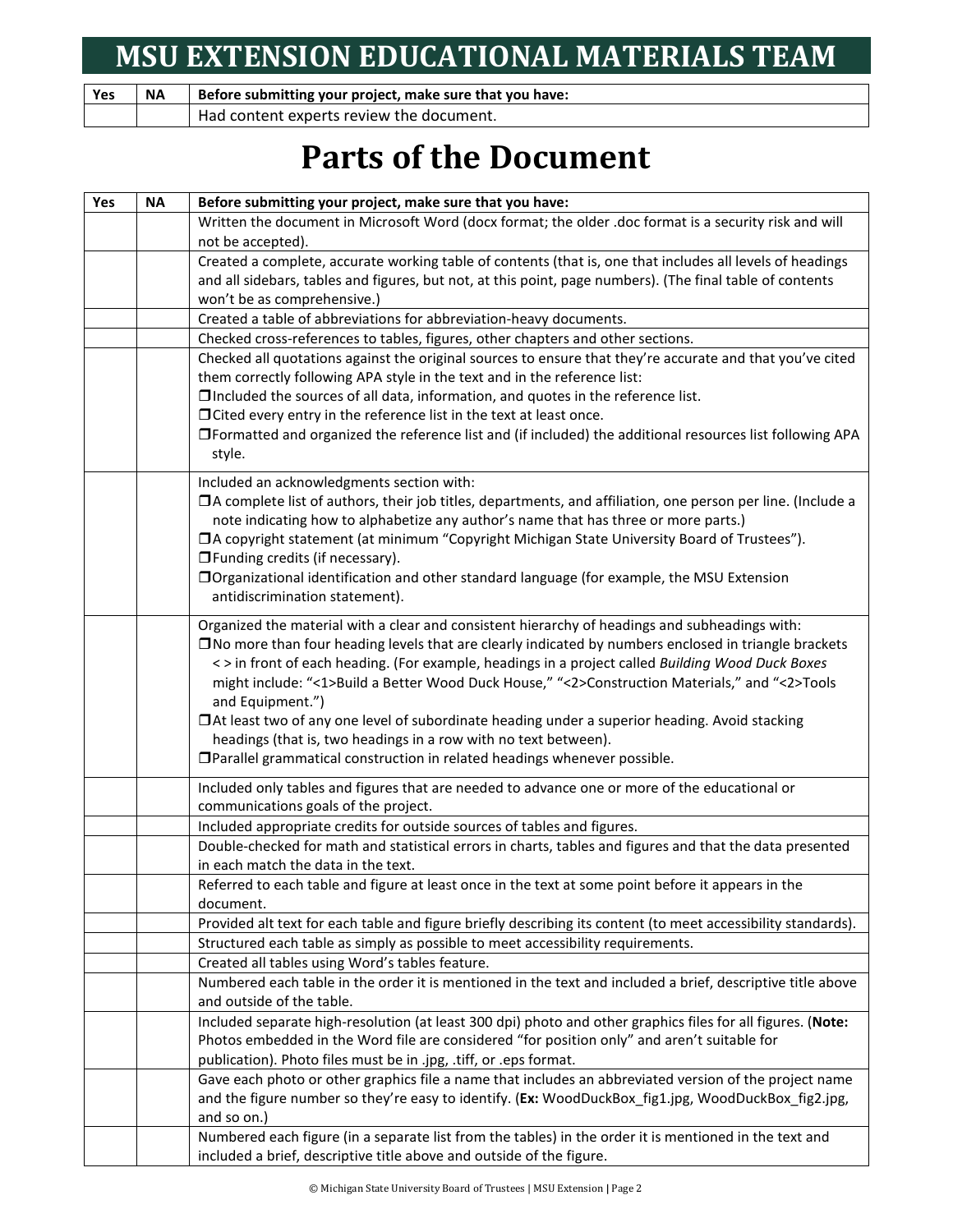# MSU EXTENSION EDUCATIONAL MATERIALS TEAM

| Yes | NA | Before submitting your project, make sure that you have: |
|---|---|---|
| | | Had content experts review the document. |

# Parts of the Document

| Yes | NA | Before submitting your project, make sure that you have: |
|---|---|---|
| | | Written the document in Microsoft Word (docx format; the older .doc format is a security risk and will not be accepted). |
| | | Created a complete, accurate working table of contents (that is, one that includes all levels of headings and all sidebars, tables and figures, but not, at this point, page numbers). (The final table of contents won't be as comprehensive.) |
| | | Created a table of abbreviations for abbreviation-heavy documents. |
| | | Checked cross-references to tables, figures, other chapters and other sections. |
| | | Checked all quotations against the original sources to ensure that they're accurate and that you've cited them correctly following APA style in the text and in the reference list:<br>❐ Included the sources of all data, information, and quotes in the reference list.<br>❐ Cited every entry in the reference list in the text at least once.<br>❐ Formatted and organized the reference list and (if included) the additional resources list following APA style. |
| | | Included an acknowledgments section with:<br>❐ A complete list of authors, their job titles, departments, and affiliation, one person per line. (Include a note indicating how to alphabetize any author's name that has three or more parts.)<br>❐ A copyright statement (at minimum "Copyright Michigan State University Board of Trustees").<br>❐ Funding credits (if necessary).<br>❐ Organizational identification and other standard language (for example, the MSU Extension antidiscrimination statement). |
| | | Organized the material with a clear and consistent hierarchy of headings and subheadings with:<br>❐ No more than four heading levels that are clearly indicated by numbers enclosed in triangle brackets < > in front of each heading. (For example, headings in a project called *Building Wood Duck Boxes* might include: "<1>Build a Better Wood Duck House," "<2>Construction Materials," and "<2>Tools and Equipment.")<br>❐ At least two of any one level of subordinate heading under a superior heading. Avoid stacking headings (that is, two headings in a row with no text between).<br>❐ Parallel grammatical construction in related headings whenever possible. |
| | | Included only tables and figures that are needed to advance one or more of the educational or communications goals of the project. |
| | | Included appropriate credits for outside sources of tables and figures. |
| | | Double-checked for math and statistical errors in charts, tables and figures and that the data presented in each match the data in the text. |
| | | Referred to each table and figure at least once in the text at some point before it appears in the document. |
| | | Provided alt text for each table and figure briefly describing its content (to meet accessibility standards). |
| | | Structured each table as simply as possible to meet accessibility requirements. |
| | | Created all tables using Word's tables feature. |
| | | Numbered each table in the order it is mentioned in the text and included a brief, descriptive title above and outside of the table. |
| | | Included separate high-resolution (at least 300 dpi) photo and other graphics files for all figures. (**Note:** Photos embedded in the Word file are considered "for position only" and aren't suitable for publication). Photo files must be in .jpg, .tiff, or .eps format. |
| | | Gave each photo or other graphics file a name that includes an abbreviated version of the project name and the figure number so they're easy to identify. (**Ex:** WoodDuckBox_fig1.jpg, WoodDuckBox_fig2.jpg, and so on.) |
| | | Numbered each figure (in a separate list from the tables) in the order it is mentioned in the text and included a brief, descriptive title above and outside of the figure. |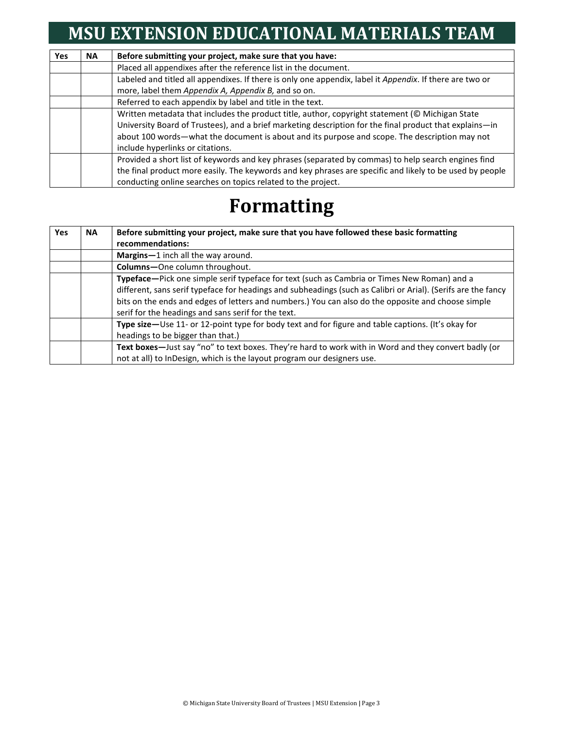# MSU EXTENSION EDUCATIONAL MATERIALS TEAM

| Yes | NA | Before submitting your project, make sure that you have: |
|---|---|---|
| | | Placed all appendixes after the reference list in the document. |
| | | Labeled and titled all appendixes. If there is only one appendix, label it *Appendix*. If there are two or more, label them *Appendix A, Appendix B,* and so on. |
| | | Referred to each appendix by label and title in the text. |
| | | Written metadata that includes the product title, author, copyright statement (© Michigan State University Board of Trustees), and a brief marketing description for the final product that explains—in about 100 words—what the document is about and its purpose and scope. The description may not include hyperlinks or citations. |
| | | Provided a short list of keywords and key phrases (separated by commas) to help search engines find the final product more easily. The keywords and key phrases are specific and likely to be used by people conducting online searches on topics related to the project. |

# Formatting

| Yes | NA | Before submitting your project, make sure that you have followed these basic formatting recommendations: |
|---|---|---|
| | | **Margins—**1 inch all the way around. |
| | | **Columns—**One column throughout. |
| | | **Typeface—**Pick one simple serif typeface for text (such as Cambria or Times New Roman) and a different, sans serif typeface for headings and subheadings (such as Calibri or Arial). (Serifs are the fancy bits on the ends and edges of letters and numbers.) You can also do the opposite and choose simple serif for the headings and sans serif for the text. |
| | | **Type size—**Use 11- or 12-point type for body text and for figure and table captions. (It's okay for headings to be bigger than that.) |
| | | **Text boxes—**Just say "no" to text boxes. They're hard to work with in Word and they convert badly (or not at all) to InDesign, which is the layout program our designers use. |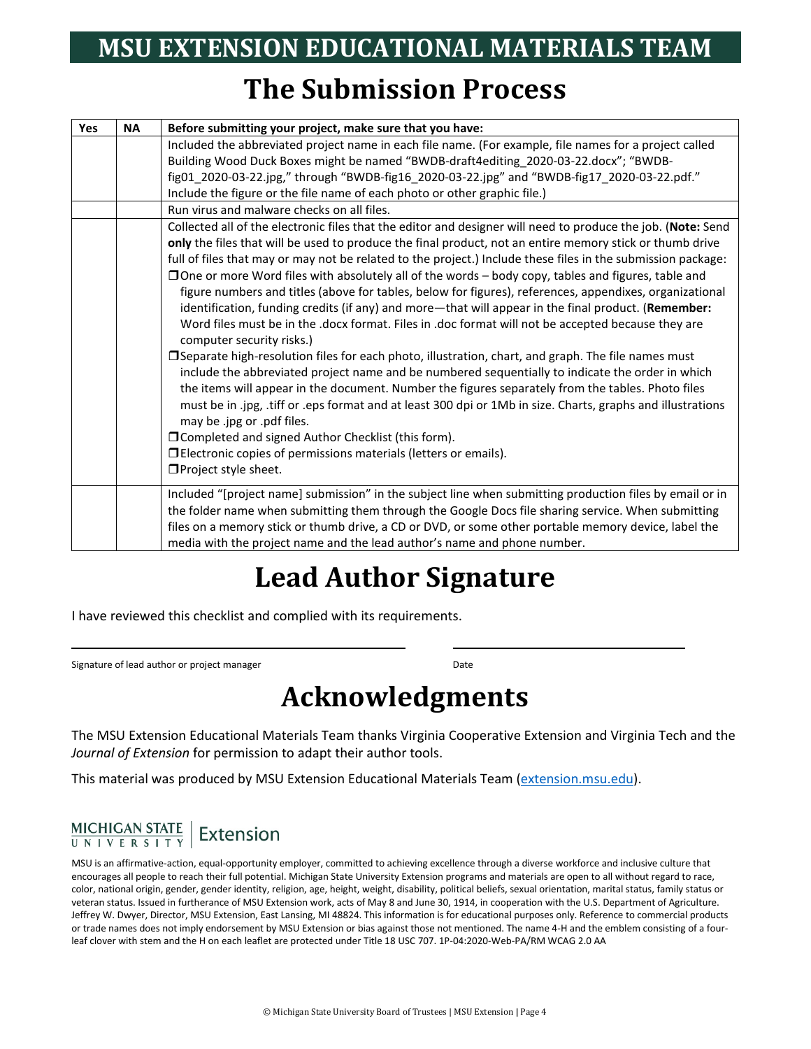# MSU EXTENSION EDUCATIONAL MATERIALS TEAM

# The Submission Process

| Yes | NA | Before submitting your project, make sure that you have: |
|---|---|---|
| | | Included the abbreviated project name in each file name. (For example, file names for a project called Building Wood Duck Boxes might be named "BWDB-draft4editing_2020-03-22.docx"; "BWDB-fig01_2020-03-22.jpg," through "BWDB-fig16_2020-03-22.jpg" and "BWDB-fig17_2020-03-22.pdf." Include the figure or the file name of each photo or other graphic file.) |
| | | Run virus and malware checks on all files. |
| | | Collected all of the electronic files that the editor and designer will need to produce the job. (**Note:** Send **only** the files that will be used to produce the final product, not an entire memory stick or thumb drive full of files that may or may not be related to the project.) Include these files in the submission package: <br>❒ One or more Word files with absolutely all of the words – body copy, tables and figures, table and figure numbers and titles (above for tables, below for figures), references, appendixes, organizational identification, funding credits (if any) and more—that will appear in the final product. (**Remember:** Word files must be in the .docx format. Files in .doc format will not be accepted because they are computer security risks.) <br>❒ Separate high-resolution files for each photo, illustration, chart, and graph. The file names must include the abbreviated project name and be numbered sequentially to indicate the order in which the items will appear in the document. Number the figures separately from the tables. Photo files must be in .jpg, .tiff or .eps format and at least 300 dpi or 1Mb in size. Charts, graphs and illustrations may be .jpg or .pdf files. <br>❒ Completed and signed Author Checklist (this form). <br>❒ Electronic copies of permissions materials (letters or emails). <br>❒ Project style sheet. |
| | | Included "[project name] submission" in the subject line when submitting production files by email or in the folder name when submitting them through the Google Docs file sharing service. When submitting files on a memory stick or thumb drive, a CD or DVD, or some other portable memory device, label the media with the project name and the lead author's name and phone number. |

# Lead Author Signature

I have reviewed this checklist and complied with its requirements.

_______________________________________  ____________________________

Signature of lead author or project manager  Date

# Acknowledgments

The MSU Extension Educational Materials Team thanks Virginia Cooperative Extension and Virginia Tech and the *Journal of Extension* for permission to adapt their author tools.

This material was produced by MSU Extension Educational Materials Team (extension.msu.edu).

MICHIGAN STATE UNIVERSITY | Extension

MSU is an affirmative-action, equal-opportunity employer, committed to achieving excellence through a diverse workforce and inclusive culture that encourages all people to reach their full potential. Michigan State University Extension programs and materials are open to all without regard to race, color, national origin, gender, gender identity, religion, age, height, weight, disability, political beliefs, sexual orientation, marital status, family status or veteran status. Issued in furtherance of MSU Extension work, acts of May 8 and June 30, 1914, in cooperation with the U.S. Department of Agriculture. Jeffrey W. Dwyer, Director, MSU Extension, East Lansing, MI 48824. This information is for educational purposes only. Reference to commercial products or trade names does not imply endorsement by MSU Extension or bias against those not mentioned. The name 4-H and the emblem consisting of a four-leaf clover with stem and the H on each leaflet are protected under Title 18 USC 707. 1P-04:2020-Web-PA/RM WCAG 2.0 AA